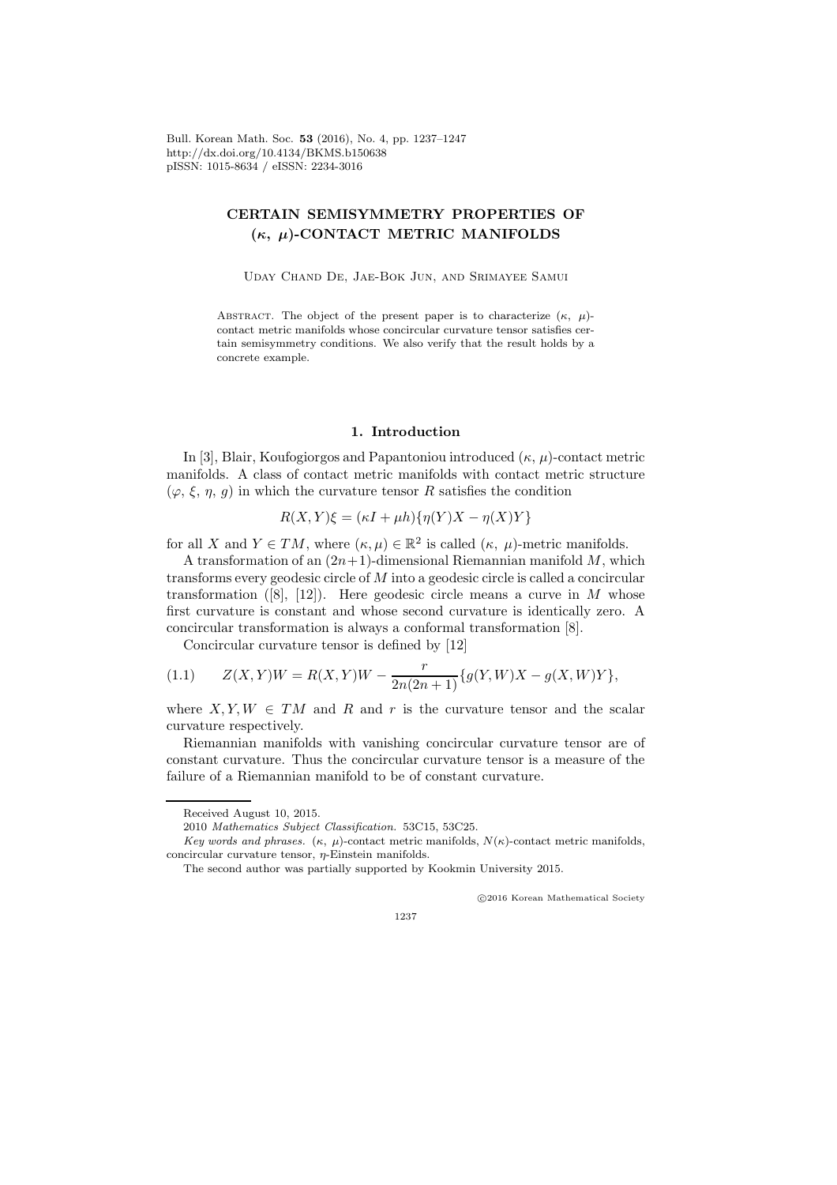# CERTAIN SEMISYMMETRY PROPERTIES OF $(\kappa, \mu)$-CONTACT METRIC MANIFOLDS

Uday Chand De, Jae-Bok Jun, and Srimayee Samui

Abstract. The object of the present paper is to characterize $(\kappa, \mu)$-contact metric manifolds whose concircular curvature tensor satisfies certain semisymmetry conditions. We also verify that the result holds by a concrete example.

## 1. Introduction

In [3], Blair, Koufogiorgos and Papantoniou introduced $(\kappa, \mu)$-contact metric manifolds. A class of contact metric manifolds with contact metric structure $(\varphi, \xi, \eta, g)$ in which the curvature tensor $R$ satisfies the condition

$$R(X,Y)\xi = (\kappa I + \mu h)\{\eta(Y)X - \eta(X)Y\}$$

for all $X$ and $Y \in TM$, where $(\kappa, \mu) \in \mathbb{R}^2$ is called $(\kappa, \mu)$-metric manifolds.

A transformation of an $(2n+1)$-dimensional Riemannian manifold $M$, which transforms every geodesic circle of $M$ into a geodesic circle is called a concircular transformation ([8], [12]). Here geodesic circle means a curve in $M$ whose first curvature is constant and whose second curvature is identically zero. A concircular transformation is always a conformal transformation [8].

Concircular curvature tensor is defined by [12]

$$Z(X,Y)W = R(X,Y)W - \frac{r}{2n(2n+1)}\{g(Y,W)X - g(X,W)Y\}, \tag{1.1}$$

where $X, Y, W \in TM$ and $R$ and $r$ is the curvature tensor and the scalar curvature respectively.

Riemannian manifolds with vanishing concircular curvature tensor are of constant curvature. Thus the concircular curvature tensor is a measure of the failure of a Riemannian manifold to be of constant curvature.

Received August 10, 2015.

2010 *Mathematics Subject Classification.* 53C15, 53C25.

*Key words and phrases.* $(\kappa, \mu)$-contact metric manifolds, $N(\kappa)$-contact metric manifolds, concircular curvature tensor, $\eta$-Einstein manifolds.

The second author was partially supported by Kookmin University 2015.

©2016 Korean Mathematical Society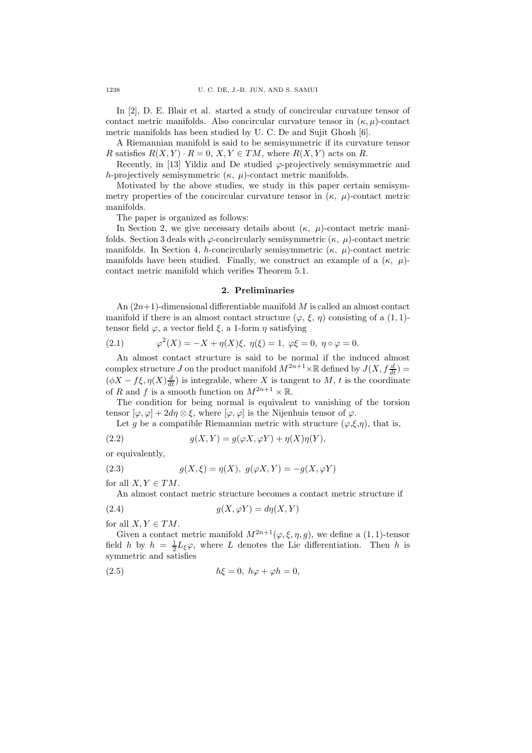In [2], D. E. Blair et al. started a study of concircular curvature tensor of contact metric manifolds. Also concircular curvature tensor in $(\kappa,\mu)$-contact metric manifolds has been studied by U. C. De and Sujit Ghosh [6].

A Riemannian manifold is said to be semisymmetric if its curvature tensor $R$ satisfies $R(X,Y)\cdot R=0$, $X,Y\in TM$, where $R(X,Y)$ acts on $R$.

Recently, in [13] Yildiz and De studied $\varphi$-projectively semisymmetric and $h$-projectively semisymmetric $(\kappa,\ \mu)$-contact metric manifolds.

Motivated by the above studies, we study in this paper certain semisymmetry properties of the concircular curvature tensor in $(\kappa,\ \mu)$-contact metric manifolds.

The paper is organized as follows:

In Section 2, we give necessary details about $(\kappa,\ \mu)$-contact metric manifolds. Section 3 deals with $\varphi$-concircularly semisymmetric $(\kappa,\ \mu)$-contact metric manifolds. In Section 4, $h$-concircularly semisymmetric $(\kappa,\ \mu)$-contact metric manifolds have been studied. Finally, we construct an example of a $(\kappa,\ \mu)$-contact metric manifold which verifies Theorem 5.1.

## 2. Preliminaries

An $(2n+1)$-dimensional differentiable manifold $M$ is called an almost contact manifold if there is an almost contact structure $(\varphi,\ \xi,\ \eta)$ consisting of a $(1,1)$-tensor field $\varphi$, a vector field $\xi$, a 1-form $\eta$ satisfying

$$\varphi^2(X)=-X+\eta(X)\xi,\ \eta(\xi)=1,\ \varphi\xi=0,\ \eta\circ\varphi=0. \tag{2.1}$$

An almost contact structure is said to be normal if the induced almost complex structure $J$ on the product manifold $M^{2n+1}\times\mathbb{R}$ defined by $J(X,f\frac{d}{dt})=(\phi X-f\xi,\eta(X)\frac{d}{dt})$ is integrable, where $X$ is tangent to $M$, $t$ is the coordinate of $R$ and $f$ is a smooth function on $M^{2n+1}\times\mathbb{R}$.

The condition for being normal is equivalent to vanishing of the torsion tensor $[\varphi,\varphi]+2d\eta\otimes\xi$, where $[\varphi,\varphi]$ is the Nijenhuis tensor of $\varphi$.

Let $g$ be a compatible Riemannian metric with structure $(\varphi,\xi,\eta)$, that is,

$$g(X,Y)=g(\varphi X,\varphi Y)+\eta(X)\eta(Y), \tag{2.2}$$

or equivalently,

$$g(X,\xi)=\eta(X),\ g(\varphi X,Y)=-g(X,\varphi Y) \tag{2.3}$$

for all $X,Y\in TM$.

An almost contact metric structure becomes a contact metric structure if

$$g(X,\varphi Y)=d\eta(X,Y) \tag{2.4}$$

for all $X,Y\in TM$.

Given a contact metric manifold $M^{2n+1}(\varphi,\xi,\eta,g)$, we define a $(1,1)$-tensor field $h$ by $h=\frac{1}{2}L_\xi\varphi$, where $L$ denotes the Lie differentiation. Then $h$ is symmetric and satisfies

$$h\xi=0,\ h\varphi+\varphi h=0, \tag{2.5}$$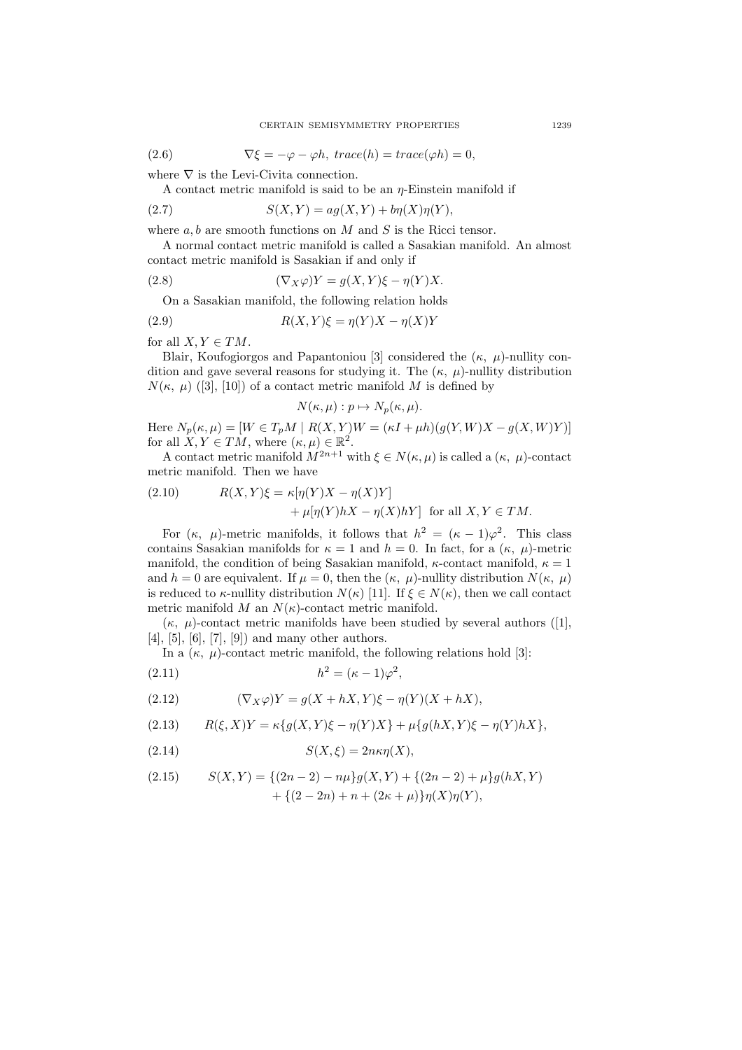$$\nabla \xi = -\varphi - \varphi h, \; trace(h) = trace(\varphi h) = 0, \tag{2.6}$$

where $\nabla$ is the Levi-Civita connection.

A contact metric manifold is said to be an $\eta$-Einstein manifold if

$$S(X,Y) = ag(X,Y) + b\eta(X)\eta(Y), \tag{2.7}$$

where $a, b$ are smooth functions on $M$ and $S$ is the Ricci tensor.

A normal contact metric manifold is called a Sasakian manifold. An almost contact metric manifold is Sasakian if and only if

$$(\nabla_X \varphi)Y = g(X,Y)\xi - \eta(Y)X. \tag{2.8}$$

On a Sasakian manifold, the following relation holds

$$R(X,Y)\xi = \eta(Y)X - \eta(X)Y \tag{2.9}$$

for all $X, Y \in TM$.

Blair, Koufogiorgos and Papantoniou [3] considered the $(\kappa,\ \mu)$-nullity condition and gave several reasons for studying it. The $(\kappa,\ \mu)$-nullity distribution $N(\kappa,\ \mu)$ ([3], [10]) of a contact metric manifold $M$ is defined by

$$N(\kappa,\mu) : p \mapsto N_p(\kappa,\mu).$$

Here $N_p(\kappa,\mu) = [W \in T_pM \mid R(X,Y)W = (\kappa I + \mu h)(g(Y,W)X - g(X,W)Y)]$ for all $X, Y \in TM$, where $(\kappa,\mu) \in \mathbb{R}^2$.

A contact metric manifold $M^{2n+1}$ with $\xi \in N(\kappa,\mu)$ is called a $(\kappa,\ \mu)$-contact metric manifold. Then we have

$$\begin{aligned} R(X,Y)\xi = \kappa&[\eta(Y)X - \eta(X)Y] \\ &+ \mu[\eta(Y)hX - \eta(X)hY] \quad \text{for all } X, Y \in TM. \end{aligned} \tag{2.10}$$

For $(\kappa,\ \mu)$-metric manifolds, it follows that $h^2 = (\kappa - 1)\varphi^2$. This class contains Sasakian manifolds for $\kappa = 1$ and $h = 0$. In fact, for a $(\kappa,\ \mu)$-metric manifold, the condition of being Sasakian manifold, $\kappa$-contact manifold, $\kappa = 1$ and $h = 0$ are equivalent. If $\mu = 0$, then the $(\kappa,\ \mu)$-nullity distribution $N(\kappa,\ \mu)$ is reduced to $\kappa$-nullity distribution $N(\kappa)$ [11]. If $\xi \in N(\kappa)$, then we call contact metric manifold $M$ an $N(\kappa)$-contact metric manifold.

$(\kappa,\ \mu)$-contact metric manifolds have been studied by several authors ([1], [4], [5], [6], [7], [9]) and many other authors.

In a $(\kappa,\ \mu)$-contact metric manifold, the following relations hold [3]:

$$h^2 = (\kappa - 1)\varphi^2, \tag{2.11}$$

$$(\nabla_X \varphi)Y = g(X + hX, Y)\xi - \eta(Y)(X + hX), \tag{2.12}$$

$$R(\xi,X)Y = \kappa\{g(X,Y)\xi - \eta(Y)X\} + \mu\{g(hX,Y)\xi - \eta(Y)hX\}, \tag{2.13}$$

$$S(X,\xi) = 2n\kappa\eta(X), \tag{2.14}$$

$$\begin{aligned} S(X,Y) = \{(2n-2) - n\mu\}&g(X,Y) + \{(2n-2) + \mu\}g(hX,Y) \\ &+ \{(2-2n) + n + (2\kappa + \mu)\}\eta(X)\eta(Y), \end{aligned} \tag{2.15}$$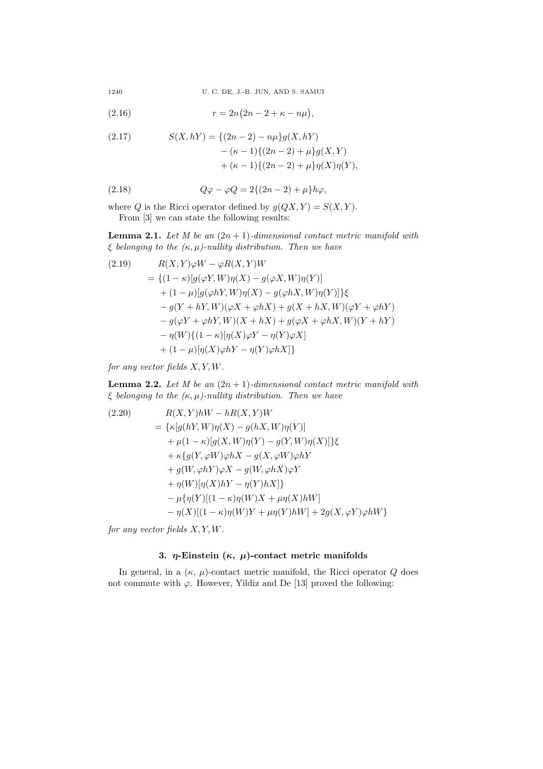$$r = 2n\big(2n - 2 + \kappa - n\mu\big), \tag{2.16}$$

$$\begin{aligned} S(X, hY) = {} & \{(2n-2) - n\mu\}g(X, hY) \\ & - (\kappa - 1)\{(2n-2) + \mu\}g(X, Y) \\ & + (\kappa - 1)\{(2n-2) + \mu\}\eta(X)\eta(Y), \end{aligned} \tag{2.17}$$

$$Q\varphi - \varphi Q = 2\{(2n-2) + \mu\}h\varphi, \tag{2.18}$$

where $Q$ is the Ricci operator defined by $g(QX, Y) = S(X, Y)$.

From [3] we can state the following results:

**Lemma 2.1.** *Let $M$ be an $(2n+1)$-dimensional contact metric manifold with $\xi$ belonging to the $(\kappa, \mu)$-nullity distribution. Then we have*

$$\begin{aligned} & R(X,Y)\varphi W - \varphi R(X,Y)W \\ & = \{(1-\kappa)[g(\varphi Y, W)\eta(X) - g(\varphi X, W)\eta(Y)] \\ & \quad + (1-\mu)[g(\varphi hY, W)\eta(X) - g(\varphi hX, W)\eta(Y)]\}\xi \\ & \quad - g(Y + hY, W)(\varphi X + \varphi hX) + g(X + hX, W)(\varphi Y + \varphi hY) \\ & \quad - g(\varphi Y + \varphi hY, W)(X + hX) + g(\varphi X + \varphi hX, W)(Y + hY) \\ & \quad - \eta(W)\{(1-\kappa)[\eta(X)\varphi Y - \eta(Y)\varphi X] \\ & \quad + (1-\mu)[\eta(X)\varphi hY - \eta(Y)\varphi hX]\} \end{aligned} \tag{2.19}$$

*for any vector fields $X, Y, W$.*

**Lemma 2.2.** *Let $M$ be an $(2n+1)$-dimensional contact metric manifold with $\xi$ belonging to the $(\kappa, \mu)$-nullity distribution. Then we have*

$$\begin{aligned} & R(X,Y)hW - hR(X,Y)W \\ & = \{\kappa[g(hY, W)\eta(X) - g(hX, W)\eta(Y)] \\ & \quad + \mu(1-\kappa)[g(X, W)\eta(Y) - g(Y, W)\eta(X)]\}\xi \\ & \quad + \kappa\{g(Y, \varphi W)\varphi hX - g(X, \varphi W)\varphi hY \\ & \quad + g(W, \varphi hY)\varphi X - g(W, \varphi hX)\varphi Y \\ & \quad + \eta(W)[\eta(X)hY - \eta(Y)hX]\} \\ & \quad - \mu\{\eta(Y)[(1-\kappa)\eta(W)X + \mu\eta(X)hW] \\ & \quad - \eta(X)[(1-\kappa)\eta(W)Y + \mu\eta(Y)hW] + 2g(X, \varphi Y)\varphi hW\} \end{aligned} \tag{2.20}$$

*for any vector fields $X, Y, W$.*

## 3. $\eta$-Einstein ($\kappa$, $\mu$)-contact metric manifolds

In general, in a ($\kappa$, $\mu$)-contact metric manifold, the Ricci operator $Q$ does not commute with $\varphi$. However, Yildiz and De [13] proved the following: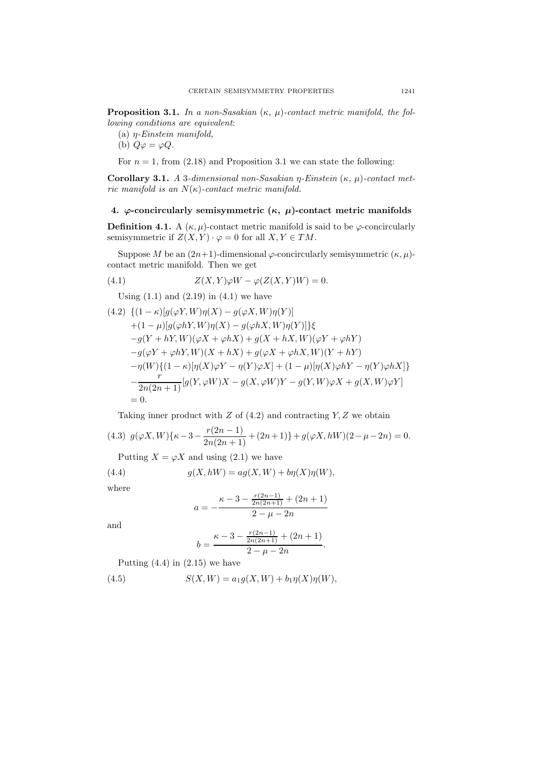**Proposition 3.1.** *In a non-Sasakian $(\kappa,\ \mu)$-contact metric manifold, the following conditions are equivalent*:

(a) *$\eta$-Einstein manifold,*

(b) $Q\varphi = \varphi Q$.

For $n = 1$, from (2.18) and Proposition 3.1 we can state the following:

**Corollary 3.1.** *A 3-dimensional non-Sasakian $\eta$-Einstein $(\kappa,\ \mu)$-contact metric manifold is an $N(\kappa)$-contact metric manifold.*

## 4. $\varphi$-concircularly semisymmetric $(\kappa,\ \mu)$-contact metric manifolds

**Definition 4.1.** A $(\kappa, \mu)$-contact metric manifold is said to be $\varphi$-concircularly semisymmetric if $Z(X, Y) \cdot \varphi = 0$ for all $X, Y \in TM$.

Suppose $M$ be an $(2n+1)$-dimensional $\varphi$-concircularly semisymmetric $(\kappa, \mu)$-contact metric manifold. Then we get

$$Z(X, Y)\varphi W - \varphi(Z(X, Y)W) = 0. \tag{4.1}$$

Using (1.1) and (2.19) in (4.1) we have

$$\begin{aligned}
&\{(1-\kappa)[g(\varphi Y, W)\eta(X) - g(\varphi X, W)\eta(Y)] \\
&+(1-\mu)[g(\varphi hY, W)\eta(X) - g(\varphi hX, W)\eta(Y)]\}\xi \\
&-g(Y + hY, W)(\varphi X + \varphi hX) + g(X + hX, W)(\varphi Y + \varphi hY) \\
&-g(\varphi Y + \varphi hY, W)(X + hX) + g(\varphi X + \varphi hX, W)(Y + hY) \\
&-\eta(W)\{(1-\kappa)[\eta(X)\varphi Y - \eta(Y)\varphi X] + (1-\mu)[\eta(X)\varphi hY - \eta(Y)\varphi hX]\} \\
&-\frac{r}{2n(2n+1)}[g(Y, \varphi W)X - g(X, \varphi W)Y - g(Y, W)\varphi X + g(X, W)\varphi Y] \\
&= 0.
\end{aligned} \tag{4.2}$$

Taking inner product with $Z$ of (4.2) and contracting $Y, Z$ we obtain

$$g(\varphi X, W)\{\kappa - 3 - \frac{r(2n-1)}{2n(2n+1)} + (2n+1)\} + g(\varphi X, hW)(2 - \mu - 2n) = 0. \tag{4.3}$$

Putting $X = \varphi X$ and using (2.1) we have

$$g(X, hW) = ag(X, W) + b\eta(X)\eta(W), \tag{4.4}$$

where

$$a = -\frac{\kappa - 3 - \frac{r(2n-1)}{2n(2n+1)} + (2n+1)}{2 - \mu - 2n}$$

and

$$b = \frac{\kappa - 3 - \frac{r(2n-1)}{2n(2n+1)} + (2n+1)}{2 - \mu - 2n}.$$

Putting (4.4) in (2.15) we have

$$S(X, W) = a_1 g(X, W) + b_1 \eta(X)\eta(W), \tag{4.5}$$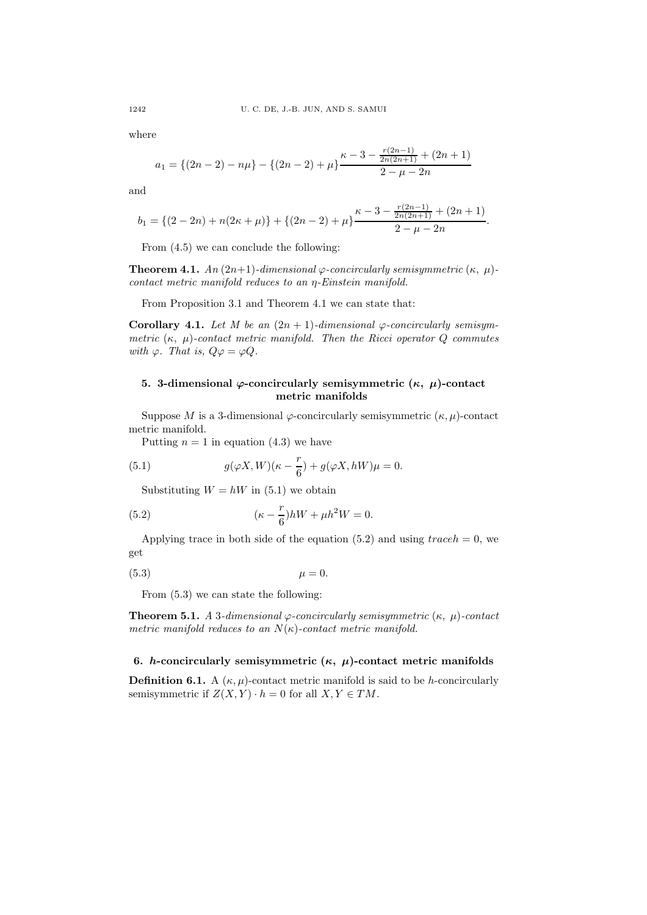where

$$a_1 = \{(2n-2) - n\mu\} - \{(2n-2) + \mu\}\frac{\kappa - 3 - \frac{r(2n-1)}{2n(2n+1)} + (2n+1)}{2 - \mu - 2n}$$

and

$$b_1 = \{(2-2n) + n(2\kappa + \mu)\} + \{(2n-2) + \mu\}\frac{\kappa - 3 - \frac{r(2n-1)}{2n(2n+1)} + (2n+1)}{2 - \mu - 2n}.$$

From (4.5) we can conclude the following:

**Theorem 4.1.** *An $(2n+1)$-dimensional $\varphi$-concircularly semisymmetric $(\kappa,\ \mu)$-contact metric manifold reduces to an $\eta$-Einstein manifold.*

From Proposition 3.1 and Theorem 4.1 we can state that:

**Corollary 4.1.** *Let $M$ be an $(2n+1)$-dimensional $\varphi$-concircularly semisymmetric $(\kappa,\ \mu)$-contact metric manifold. Then the Ricci operator $Q$ commutes with $\varphi$. That is, $Q\varphi = \varphi Q$.*

## 5. 3-dimensional $\varphi$-concircularly semisymmetric $(\kappa,\ \mu)$-contact metric manifolds

Suppose $M$ is a 3-dimensional $\varphi$-concircularly semisymmetric $(\kappa, \mu)$-contact metric manifold.

Putting $n = 1$ in equation (4.3) we have

$$g(\varphi X, W)(\kappa - \frac{r}{6}) + g(\varphi X, hW)\mu = 0. \tag{5.1}$$

Substituting $W = hW$ in (5.1) we obtain

$$(\kappa - \frac{r}{6})hW + \mu h^2 W = 0. \tag{5.2}$$

Applying trace in both side of the equation (5.2) and using $trace h = 0$, we get

$$\mu = 0. \tag{5.3}$$

From (5.3) we can state the following:

**Theorem 5.1.** *A 3-dimensional $\varphi$-concircularly semisymmetric $(\kappa,\ \mu)$-contact metric manifold reduces to an $N(\kappa)$-contact metric manifold.*

## 6. $h$-concircularly semisymmetric $(\kappa,\ \mu)$-contact metric manifolds

**Definition 6.1.** A $(\kappa, \mu)$-contact metric manifold is said to be $h$-concircularly semisymmetric if $Z(X, Y) \cdot h = 0$ for all $X, Y \in TM$.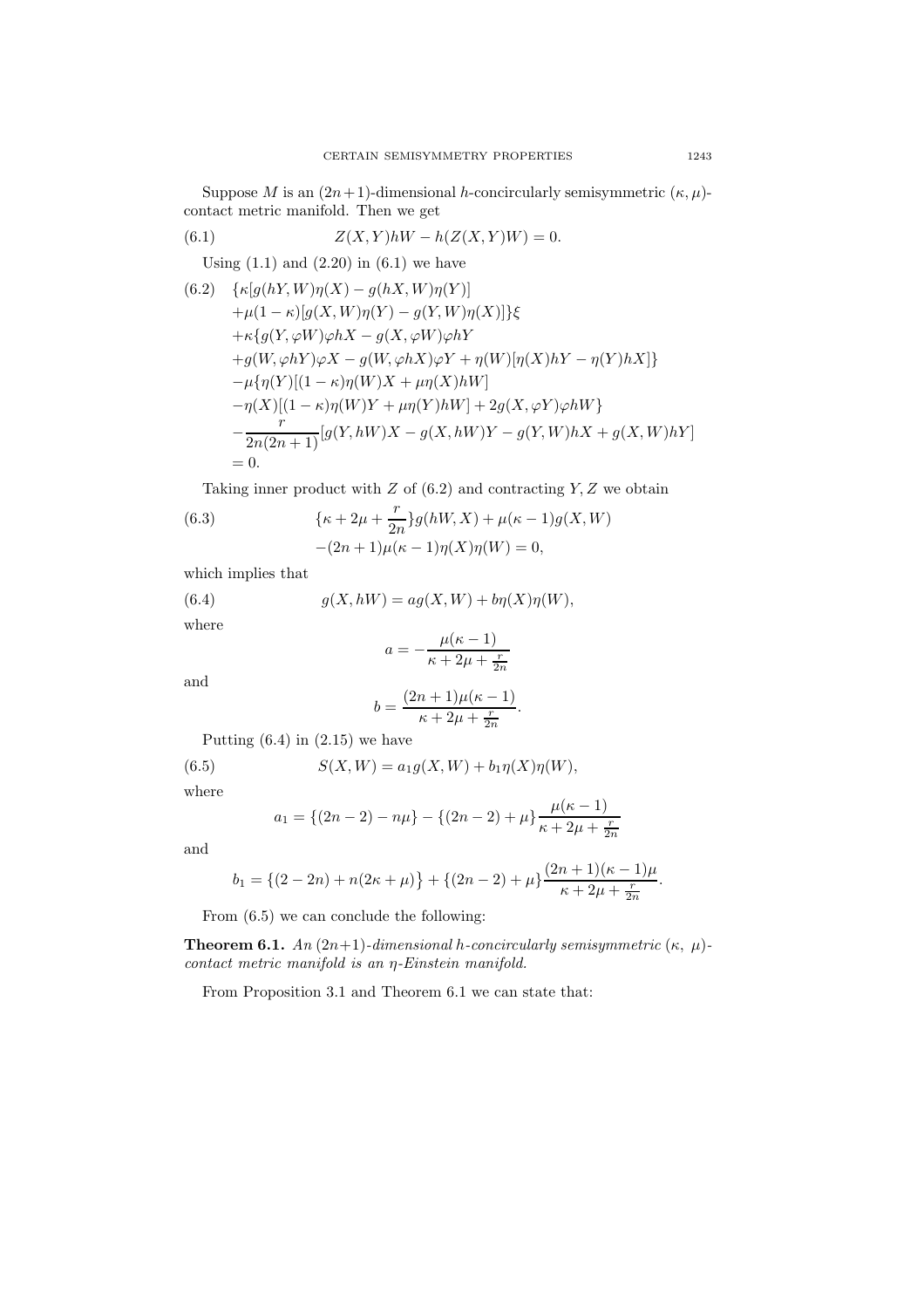Suppose $M$ is an $(2n+1)$-dimensional $h$-concircularly semisymmetric $(\kappa, \mu)$-contact metric manifold. Then we get

$$Z(X,Y)hW - h(Z(X,Y)W) = 0. \tag{6.1}$$

Using (1.1) and (2.20) in (6.1) we have

$$\begin{aligned}
&\{\kappa[g(hY,W)\eta(X) - g(hX,W)\eta(Y)] \\
&+\mu(1-\kappa)[g(X,W)\eta(Y) - g(Y,W)\eta(X)]\}\xi \\
&+\kappa\{g(Y,\varphi W)\varphi hX - g(X,\varphi W)\varphi hY \\
&+g(W,\varphi hY)\varphi X - g(W,\varphi hX)\varphi Y + \eta(W)[\eta(X)hY - \eta(Y)hX]\} \\
&-\mu\{\eta(Y)[(1-\kappa)\eta(W)X + \mu\eta(X)hW] \\
&-\eta(X)[(1-\kappa)\eta(W)Y + \mu\eta(Y)hW] + 2g(X,\varphi Y)\varphi hW\} \\
&-\frac{r}{2n(2n+1)}[g(Y,hW)X - g(X,hW)Y - g(Y,W)hX + g(X,W)hY] \\
&= 0.
\end{aligned} \tag{6.2}$$

Taking inner product with $Z$ of (6.2) and contracting $Y, Z$ we obtain

$$\begin{aligned}
&\{\kappa + 2\mu + \frac{r}{2n}\}g(hW,X) + \mu(\kappa-1)g(X,W) \\
&-(2n+1)\mu(\kappa-1)\eta(X)\eta(W) = 0,
\end{aligned} \tag{6.3}$$

which implies that

$$g(X,hW) = ag(X,W) + b\eta(X)\eta(W), \tag{6.4}$$

where

$$a = -\frac{\mu(\kappa-1)}{\kappa+2\mu+\frac{r}{2n}}$$

and

$$b = \frac{(2n+1)\mu(\kappa-1)}{\kappa+2\mu+\frac{r}{2n}}.$$

Putting (6.4) in (2.15) we have

$$S(X,W) = a_1 g(X,W) + b_1\eta(X)\eta(W), \tag{6.5}$$

where

$$a_1 = \{(2n-2) - n\mu\} - \{(2n-2) + \mu\}\frac{\mu(\kappa-1)}{\kappa+2\mu+\frac{r}{2n}}$$

and

$$b_1 = \{(2-2n) + n(2\kappa+\mu)\} + \{(2n-2) + \mu\}\frac{(2n+1)(\kappa-1)\mu}{\kappa+2\mu+\frac{r}{2n}}.$$

From (6.5) we can conclude the following:

**Theorem 6.1.** *An $(2n+1)$-dimensional $h$-concircularly semisymmetric $(\kappa, \mu)$-contact metric manifold is an $\eta$-Einstein manifold.*

From Proposition 3.1 and Theorem 6.1 we can state that: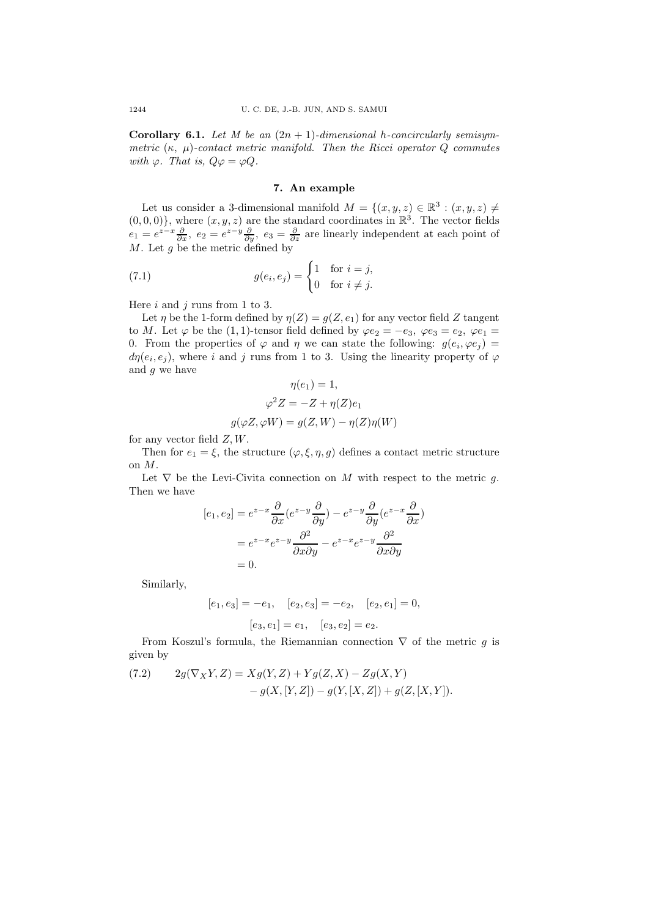**Corollary 6.1.** *Let $M$ be an $(2n+1)$-dimensional h-concircularly semisymmetric $(\kappa,\ \mu)$-contact metric manifold. Then the Ricci operator $Q$ commutes with $\varphi$. That is, $Q\varphi = \varphi Q$.*

## 7. An example

Let us consider a 3-dimensional manifold $M = \{(x, y, z) \in \mathbb{R}^3 : (x, y, z) \neq (0, 0, 0)\}$, where $(x, y, z)$ are the standard coordinates in $\mathbb{R}^3$. The vector fields $e_1 = e^{z-x}\frac{\partial}{\partial x}$, $e_2 = e^{z-y}\frac{\partial}{\partial y}$, $e_3 = \frac{\partial}{\partial z}$ are linearly independent at each point of $M$. Let $g$ be the metric defined by

$$g(e_i, e_j) = \begin{cases} 1 & \text{for } i = j, \\ 0 & \text{for } i \neq j. \end{cases} \tag{7.1}$$

Here $i$ and $j$ runs from 1 to 3.

Let $\eta$ be the 1-form defined by $\eta(Z) = g(Z, e_1)$ for any vector field $Z$ tangent to $M$. Let $\varphi$ be the $(1,1)$-tensor field defined by $\varphi e_2 = -e_3$, $\varphi e_3 = e_2$, $\varphi e_1 = 0$. From the properties of $\varphi$ and $\eta$ we can state the following: $g(e_i, \varphi e_j) = d\eta(e_i, e_j)$, where $i$ and $j$ runs from 1 to 3. Using the linearity property of $\varphi$ and $g$ we have

$$\eta(e_1) = 1,$$

$$\varphi^2 Z = -Z + \eta(Z)e_1$$

$$g(\varphi Z, \varphi W) = g(Z, W) - \eta(Z)\eta(W)$$

for any vector field $Z, W$.

Then for $e_1 = \xi$, the structure $(\varphi, \xi, \eta, g)$ defines a contact metric structure on $M$.

Let $\nabla$ be the Levi-Civita connection on $M$ with respect to the metric $g$. Then we have

$$\begin{aligned}
[e_1, e_2] &= e^{z-x}\frac{\partial}{\partial x}(e^{z-y}\frac{\partial}{\partial y}) - e^{z-y}\frac{\partial}{\partial y}(e^{z-x}\frac{\partial}{\partial x}) \\
&= e^{z-x}e^{z-y}\frac{\partial^2}{\partial x \partial y} - e^{z-x}e^{z-y}\frac{\partial^2}{\partial x \partial y} \\
&= 0.
\end{aligned}$$

Similarly,

$$[e_1, e_3] = -e_1, \quad [e_2, e_3] = -e_2, \quad [e_2, e_1] = 0,$$

$$[e_3, e_1] = e_1, \quad [e_3, e_2] = e_2.$$

From Koszul's formula, the Riemannian connection $\nabla$ of the metric $g$ is given by

$$\begin{aligned}
2g(\nabla_X Y, Z) = {} & Xg(Y, Z) + Yg(Z, X) - Zg(X, Y) \\
& - g(X, [Y, Z]) - g(Y, [X, Z]) + g(Z, [X, Y]).
\end{aligned} \tag{7.2}$$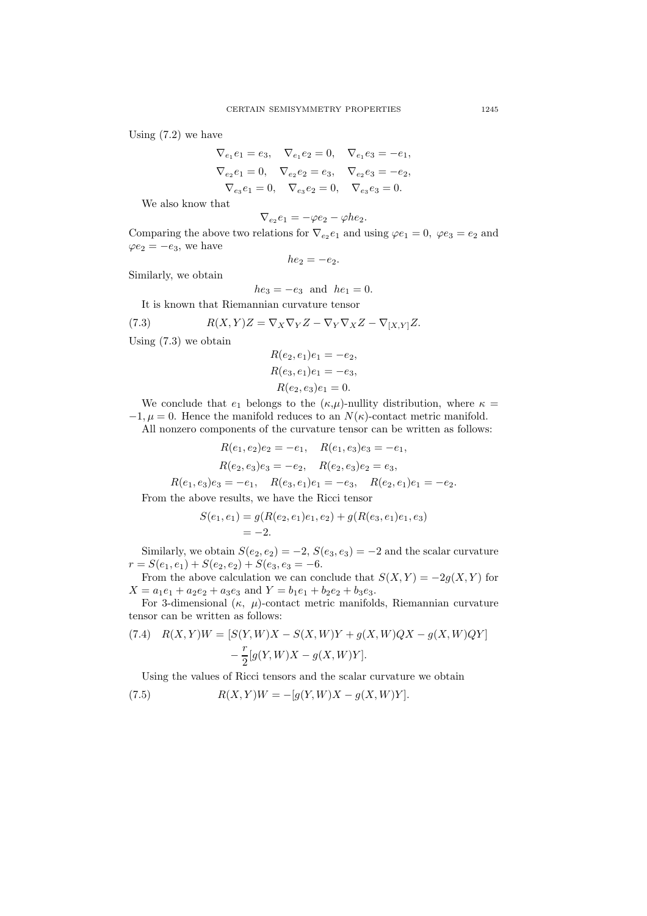Using (7.2) we have

$$\nabla_{e_1} e_1 = e_3, \quad \nabla_{e_1} e_2 = 0, \quad \nabla_{e_1} e_3 = -e_1,$$
$$\nabla_{e_2} e_1 = 0, \quad \nabla_{e_2} e_2 = e_3, \quad \nabla_{e_2} e_3 = -e_2,$$
$$\nabla_{e_3} e_1 = 0, \quad \nabla_{e_3} e_2 = 0, \quad \nabla_{e_3} e_3 = 0.$$

We also know that

$$\nabla_{e_2} e_1 = -\varphi e_2 - \varphi h e_2.$$

Comparing the above two relations for $\nabla_{e_2} e_1$ and using $\varphi e_1 = 0$, $\varphi e_3 = e_2$ and $\varphi e_2 = -e_3$, we have

$$he_2 = -e_2.$$

Similarly, we obtain

$$he_3 = -e_3 \text{ and } he_1 = 0.$$

It is known that Riemannian curvature tensor

$$R(X, Y)Z = \nabla_X \nabla_Y Z - \nabla_Y \nabla_X Z - \nabla_{[X,Y]} Z. \tag{7.3}$$

Using (7.3) we obtain

$$R(e_2, e_1)e_1 = -e_2,$$
$$R(e_3, e_1)e_1 = -e_3,$$
$$R(e_2, e_3)e_1 = 0.$$

We conclude that $e_1$ belongs to the $(\kappa,\mu)$-nullity distribution, where $\kappa = -1, \mu = 0$. Hence the manifold reduces to an $N(\kappa)$-contact metric manifold.

All nonzero components of the curvature tensor can be written as follows:

$$R(e_1, e_2)e_2 = -e_1, \quad R(e_1, e_3)e_3 = -e_1,$$
$$R(e_2, e_3)e_3 = -e_2, \quad R(e_2, e_3)e_2 = e_3,$$
$$R(e_1, e_3)e_3 = -e_1, \quad R(e_3, e_1)e_1 = -e_3, \quad R(e_2, e_1)e_1 = -e_2.$$

From the above results, we have the Ricci tensor

$$\begin{aligned} S(e_1, e_1) &= g(R(e_2, e_1)e_1, e_2) + g(R(e_3, e_1)e_1, e_3) \\ &= -2. \end{aligned}$$

Similarly, we obtain $S(e_2, e_2) = -2$, $S(e_3, e_3) = -2$ and the scalar curvature $r = S(e_1, e_1) + S(e_2, e_2) + S(e_3, e_3 = -6$.

From the above calculation we can conclude that $S(X, Y) = -2g(X, Y)$ for $X = a_1e_1 + a_2e_2 + a_3e_3$ and $Y = b_1e_1 + b_2e_2 + b_3e_3$.

For 3-dimensional $(\kappa, \ \mu)$-contact metric manifolds, Riemannian curvature tensor can be written as follows:

$$\begin{aligned} R(X, Y)W = {} & [S(Y, W)X - S(X, W)Y + g(X, W)QX - g(X, W)QY] \\ & - \frac{r}{2}[g(Y, W)X - g(X, W)Y]. \end{aligned} \tag{7.4}$$

Using the values of Ricci tensors and the scalar curvature we obtain

$$R(X, Y)W = -[g(Y, W)X - g(X, W)Y]. \tag{7.5}$$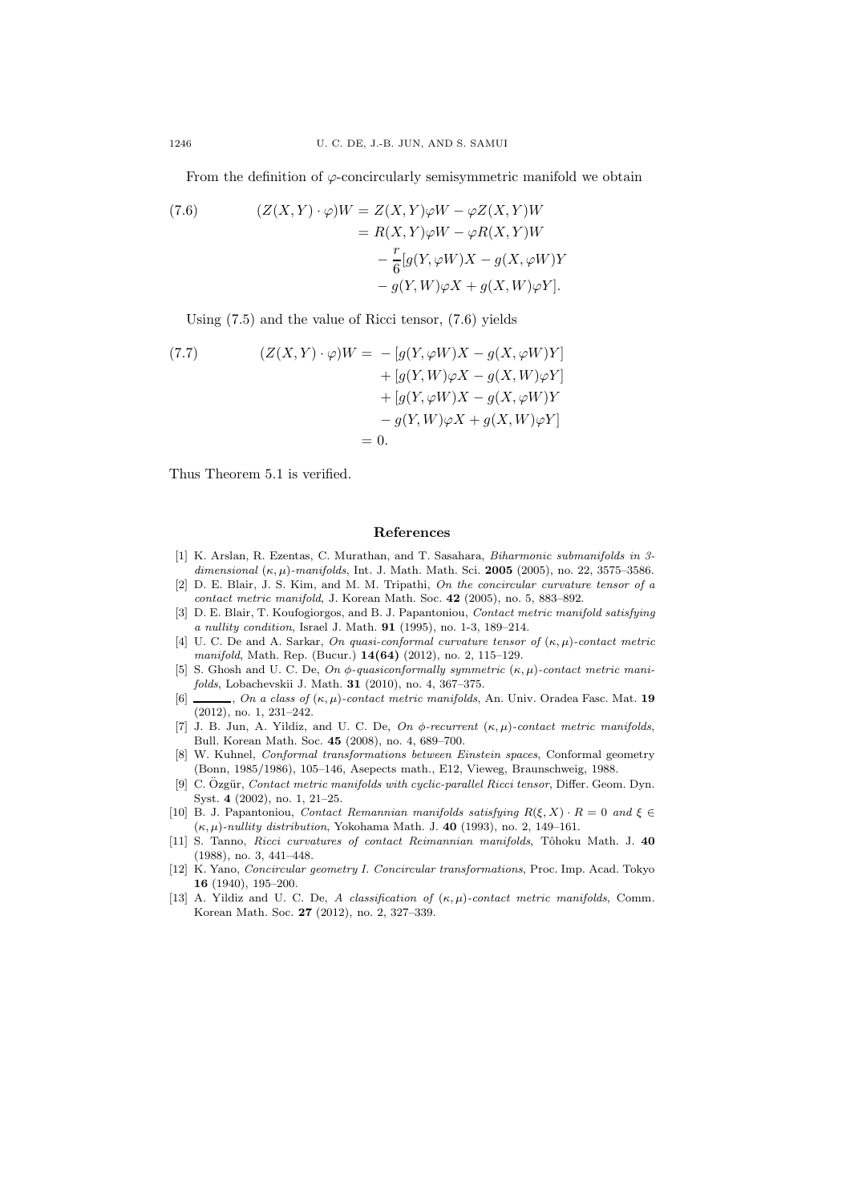From the definition of $\varphi$-concircularly semisymmetric manifold we obtain

$$
\begin{aligned}
(Z(X,Y)\cdot\varphi)W &= Z(X,Y)\varphi W - \varphi Z(X,Y)W \\
&= R(X,Y)\varphi W - \varphi R(X,Y)W \\
&\quad - \frac{r}{6}[g(Y,\varphi W)X - g(X,\varphi W)Y \\
&\quad - g(Y,W)\varphi X + g(X,W)\varphi Y].
\end{aligned} \tag{7.6}
$$

Using (7.5) and the value of Ricci tensor, (7.6) yields

$$
\begin{aligned}
(Z(X,Y)\cdot\varphi)W =& -[g(Y,\varphi W)X - g(X,\varphi W)Y] \\
&+ [g(Y,W)\varphi X - g(X,W)\varphi Y] \\
&+ [g(Y,\varphi W)X - g(X,\varphi W)Y \\
&- g(Y,W)\varphi X + g(X,W)\varphi Y] \\
=& \ 0.
\end{aligned} \tag{7.7}
$$

Thus Theorem 5.1 is verified.

## References

[1] K. Arslan, R. Ezentas, C. Murathan, and T. Sasahara, *Biharmonic submanifolds in 3-dimensional $(\kappa,\mu)$-manifolds*, Int. J. Math. Math. Sci. **2005** (2005), no. 22, 3575–3586.

[2] D. E. Blair, J. S. Kim, and M. M. Tripathi, *On the concircular curvature tensor of a contact metric manifold*, J. Korean Math. Soc. **42** (2005), no. 5, 883–892.

[3] D. E. Blair, T. Koufogiorgos, and B. J. Papantoniou, *Contact metric manifold satisfying a nullity condition*, Israel J. Math. **91** (1995), no. 1-3, 189–214.

[4] U. C. De and A. Sarkar, *On quasi-conformal curvature tensor of $(\kappa,\mu)$-contact metric manifold*, Math. Rep. (Bucur.) **14(64)** (2012), no. 2, 115–129.

[5] S. Ghosh and U. C. De, *On $\phi$-quasiconformally symmetric $(\kappa,\mu)$-contact metric manifolds*, Lobachevskii J. Math. **31** (2010), no. 4, 367–375.

[6] ———, *On a class of $(\kappa,\mu)$-contact metric manifolds*, An. Univ. Oradea Fasc. Mat. **19** (2012), no. 1, 231–242.

[7] J. B. Jun, A. Yildiz, and U. C. De, *On $\phi$-recurrent $(\kappa,\mu)$-contact metric manifolds*, Bull. Korean Math. Soc. **45** (2008), no. 4, 689–700.

[8] W. Kuhnel, *Conformal transformations between Einstein spaces*, Conformal geometry (Bonn, 1985/1986), 105–146, Asepects math., E12, Vieweg, Braunschweig, 1988.

[9] C. Özgür, *Contact metric manifolds with cyclic-parallel Ricci tensor*, Differ. Geom. Dyn. Syst. **4** (2002), no. 1, 21–25.

[10] B. J. Papantoniou, *Contact Remannian manifolds satisfying $R(\xi,X)\cdot R = 0$ and $\xi \in (\kappa,\mu)$-nullity distribution*, Yokohama Math. J. **40** (1993), no. 2, 149–161.

[11] S. Tanno, *Ricci curvatures of contact Reimannian manifolds*, Tôhoku Math. J. **40** (1988), no. 3, 441–448.

[12] K. Yano, *Concircular geometry I. Concircular transformations*, Proc. Imp. Acad. Tokyo **16** (1940), 195–200.

[13] A. Yildiz and U. C. De, *A classification of $(\kappa,\mu)$-contact metric manifolds*, Comm. Korean Math. Soc. **27** (2012), no. 2, 327–339.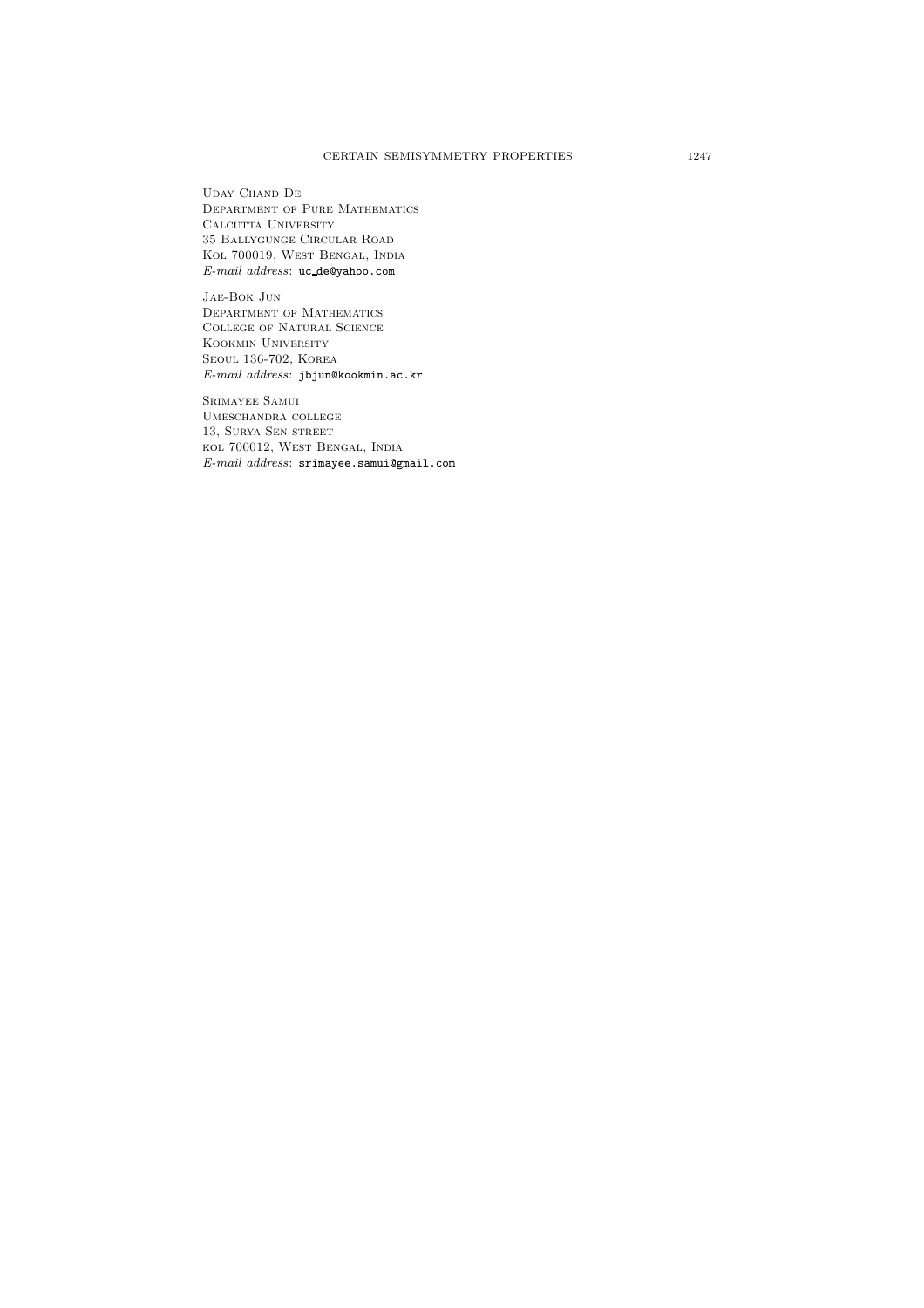Uday Chand De  
Department of Pure Mathematics  
Calcutta University  
35 Ballygunge Circular Road  
Kol 700019, West Bengal, India  
*E-mail address*: uc_de@yahoo.com

Jae-Bok Jun  
Department of Mathematics  
College of Natural Science  
Kookmin University  
Seoul 136-702, Korea  
*E-mail address*: jbjun@kookmin.ac.kr

Srimayee Samui  
Umeschandra college  
13, Surya Sen street  
kol 700012, West Bengal, India  
*E-mail address*: srimayee.samui@gmail.com